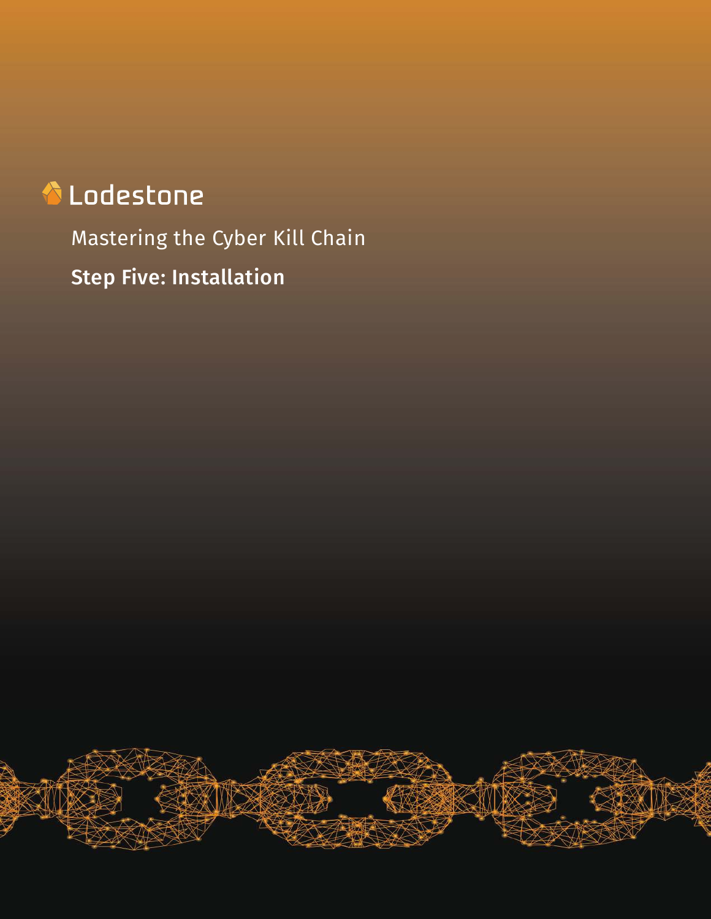Lodestone

# Mastering the Cyber Kill Chain

## Step Five: Installation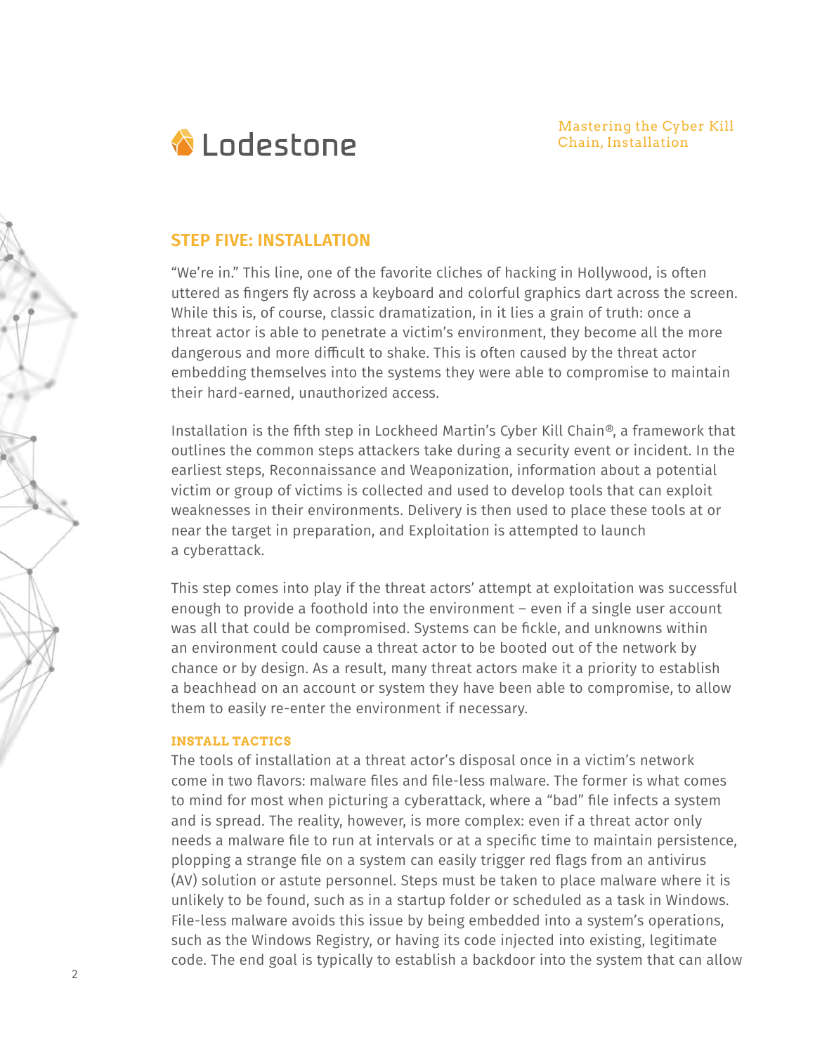## STEP FIVE: INSTALLATION

"We're in." This line, one of the favorite cliches of hacking in Hollywood, is often uttered as fingers fly across a keyboard and colorful graphics dart across the screen. While this is, of course, classic dramatization, in it lies a grain of truth: once a threat actor is able to penetrate a victim's environment, they become all the more dangerous and more difficult to shake. This is often caused by the threat actor embedding themselves into the systems they were able to compromise to maintain their hard-earned, unauthorized access.

Installation is the fifth step in Lockheed Martin's Cyber Kill Chain®, a framework that outlines the common steps attackers take during a security event or incident. In the earliest steps, Reconnaissance and Weaponization, information about a potential victim or group of victims is collected and used to develop tools that can exploit weaknesses in their environments. Delivery is then used to place these tools at or near the target in preparation, and Exploitation is attempted to launch a cyberattack.

This step comes into play if the threat actors' attempt at exploitation was successful enough to provide a foothold into the environment – even if a single user account was all that could be compromised. Systems can be fickle, and unknowns within an environment could cause a threat actor to be booted out of the network by chance or by design. As a result, many threat actors make it a priority to establish a beachhead on an account or system they have been able to compromise, to allow them to easily re-enter the environment if necessary.

### INSTALL TACTICS

The tools of installation at a threat actor's disposal once in a victim's network come in two flavors: malware files and file-less malware. The former is what comes to mind for most when picturing a cyberattack, where a "bad" file infects a system and is spread. The reality, however, is more complex: even if a threat actor only needs a malware file to run at intervals or at a specific time to maintain persistence, plopping a strange file on a system can easily trigger red flags from an antivirus (AV) solution or astute personnel. Steps must be taken to place malware where it is unlikely to be found, such as in a startup folder or scheduled as a task in Windows. File-less malware avoids this issue by being embedded into a system's operations, such as the Windows Registry, or having its code injected into existing, legitimate code. The end goal is typically to establish a backdoor into the system that can allow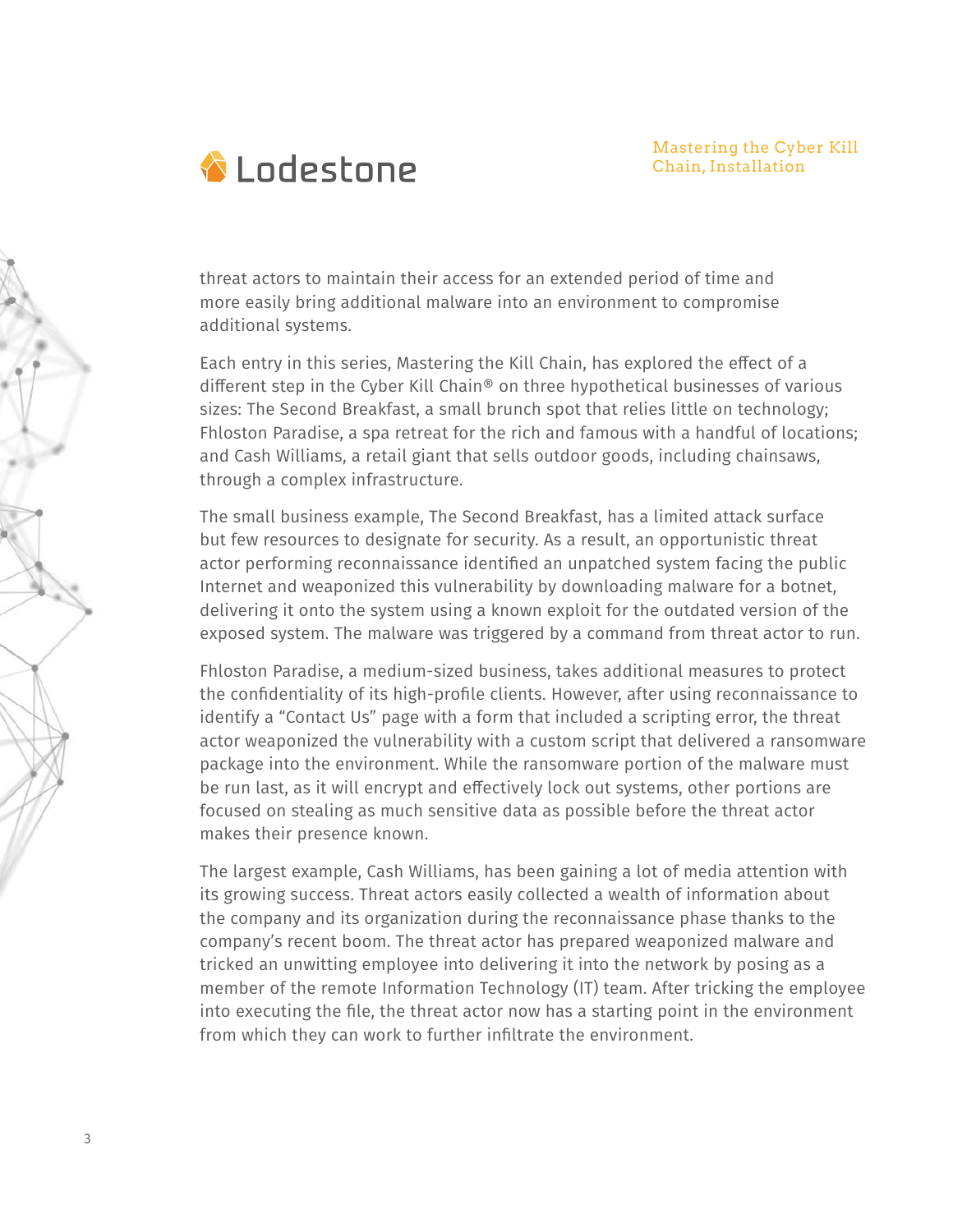threat actors to maintain their access for an extended period of time and more easily bring additional malware into an environment to compromise additional systems.

Each entry in this series, Mastering the Kill Chain, has explored the effect of a different step in the Cyber Kill Chain® on three hypothetical businesses of various sizes: The Second Breakfast, a small brunch spot that relies little on technology; Fhloston Paradise, a spa retreat for the rich and famous with a handful of locations; and Cash Williams, a retail giant that sells outdoor goods, including chainsaws, through a complex infrastructure.

The small business example, The Second Breakfast, has a limited attack surface but few resources to designate for security. As a result, an opportunistic threat actor performing reconnaissance identified an unpatched system facing the public Internet and weaponized this vulnerability by downloading malware for a botnet, delivering it onto the system using a known exploit for the outdated version of the exposed system. The malware was triggered by a command from threat actor to run.

Fhloston Paradise, a medium-sized business, takes additional measures to protect the confidentiality of its high-profile clients. However, after using reconnaissance to identify a "Contact Us" page with a form that included a scripting error, the threat actor weaponized the vulnerability with a custom script that delivered a ransomware package into the environment. While the ransomware portion of the malware must be run last, as it will encrypt and effectively lock out systems, other portions are focused on stealing as much sensitive data as possible before the threat actor makes their presence known.

The largest example, Cash Williams, has been gaining a lot of media attention with its growing success. Threat actors easily collected a wealth of information about the company and its organization during the reconnaissance phase thanks to the company's recent boom. The threat actor has prepared weaponized malware and tricked an unwitting employee into delivering it into the network by posing as a member of the remote Information Technology (IT) team. After tricking the employee into executing the file, the threat actor now has a starting point in the environment from which they can work to further infiltrate the environment.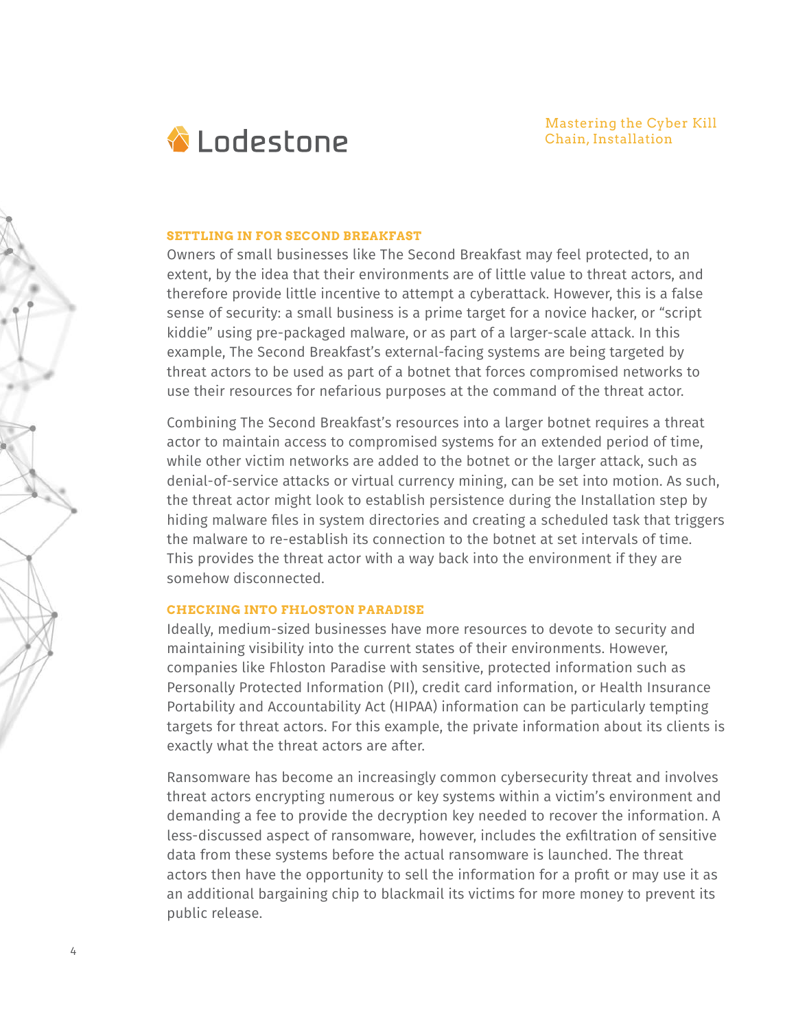### SETTLING IN FOR SECOND BREAKFAST

Owners of small businesses like The Second Breakfast may feel protected, to an extent, by the idea that their environments are of little value to threat actors, and therefore provide little incentive to attempt a cyberattack. However, this is a false sense of security: a small business is a prime target for a novice hacker, or "script kiddie" using pre-packaged malware, or as part of a larger-scale attack. In this example, The Second Breakfast's external-facing systems are being targeted by threat actors to be used as part of a botnet that forces compromised networks to use their resources for nefarious purposes at the command of the threat actor.

Combining The Second Breakfast's resources into a larger botnet requires a threat actor to maintain access to compromised systems for an extended period of time, while other victim networks are added to the botnet or the larger attack, such as denial-of-service attacks or virtual currency mining, can be set into motion. As such, the threat actor might look to establish persistence during the Installation step by hiding malware files in system directories and creating a scheduled task that triggers the malware to re-establish its connection to the botnet at set intervals of time. This provides the threat actor with a way back into the environment if they are somehow disconnected.

### CHECKING INTO FHLOSTON PARADISE

Ideally, medium-sized businesses have more resources to devote to security and maintaining visibility into the current states of their environments. However, companies like Fhloston Paradise with sensitive, protected information such as Personally Protected Information (PII), credit card information, or Health Insurance Portability and Accountability Act (HIPAA) information can be particularly tempting targets for threat actors. For this example, the private information about its clients is exactly what the threat actors are after.

Ransomware has become an increasingly common cybersecurity threat and involves threat actors encrypting numerous or key systems within a victim's environment and demanding a fee to provide the decryption key needed to recover the information. A less-discussed aspect of ransomware, however, includes the exfiltration of sensitive data from these systems before the actual ransomware is launched. The threat actors then have the opportunity to sell the information for a profit or may use it as an additional bargaining chip to blackmail its victims for more money to prevent its public release.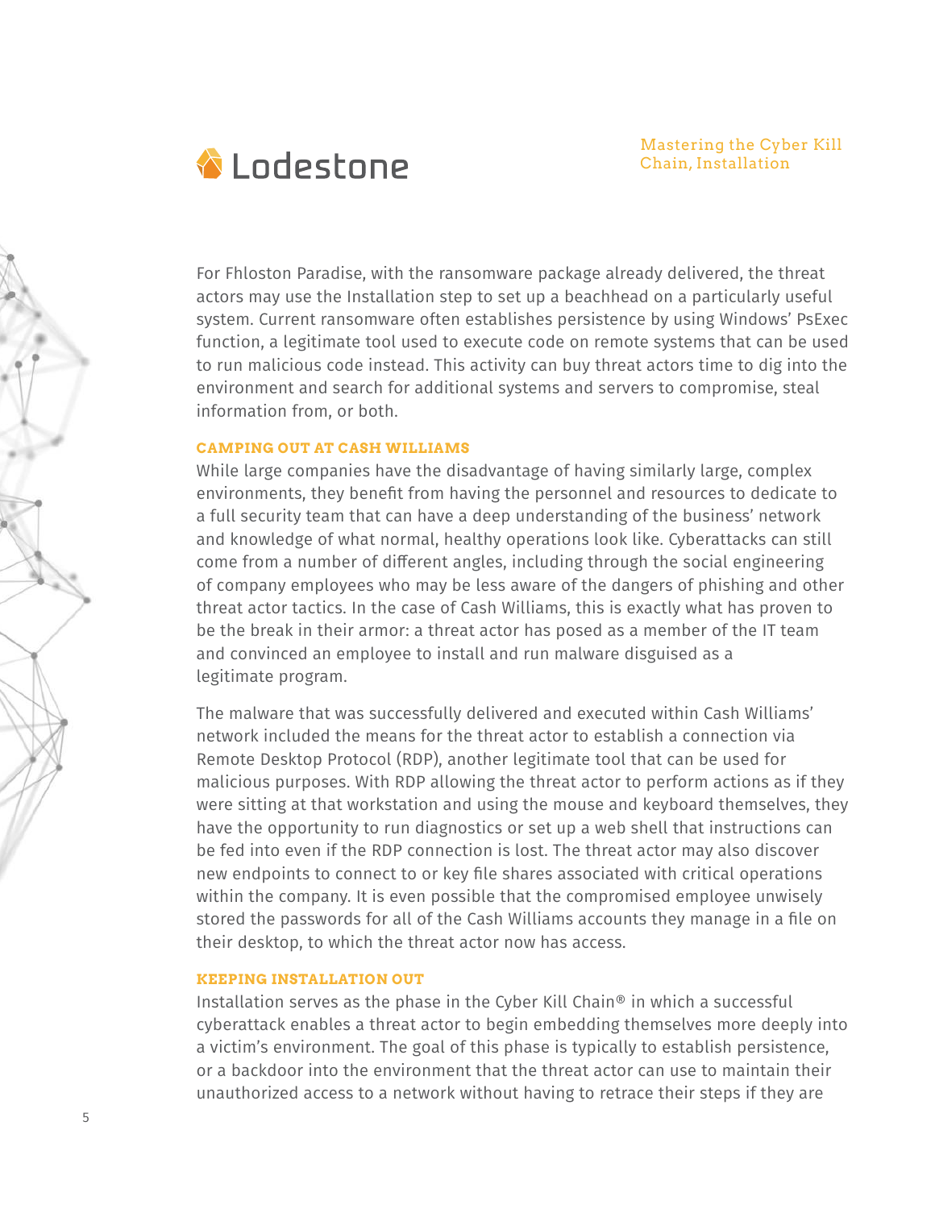For Fhloston Paradise, with the ransomware package already delivered, the threat actors may use the Installation step to set up a beachhead on a particularly useful system. Current ransomware often establishes persistence by using Windows' PsExec function, a legitimate tool used to execute code on remote systems that can be used to run malicious code instead. This activity can buy threat actors time to dig into the environment and search for additional systems and servers to compromise, steal information from, or both.

## CAMPING OUT AT CASH WILLIAMS

While large companies have the disadvantage of having similarly large, complex environments, they benefit from having the personnel and resources to dedicate to a full security team that can have a deep understanding of the business' network and knowledge of what normal, healthy operations look like. Cyberattacks can still come from a number of different angles, including through the social engineering of company employees who may be less aware of the dangers of phishing and other threat actor tactics. In the case of Cash Williams, this is exactly what has proven to be the break in their armor: a threat actor has posed as a member of the IT team and convinced an employee to install and run malware disguised as a legitimate program.

The malware that was successfully delivered and executed within Cash Williams' network included the means for the threat actor to establish a connection via Remote Desktop Protocol (RDP), another legitimate tool that can be used for malicious purposes. With RDP allowing the threat actor to perform actions as if they were sitting at that workstation and using the mouse and keyboard themselves, they have the opportunity to run diagnostics or set up a web shell that instructions can be fed into even if the RDP connection is lost. The threat actor may also discover new endpoints to connect to or key file shares associated with critical operations within the company. It is even possible that the compromised employee unwisely stored the passwords for all of the Cash Williams accounts they manage in a file on their desktop, to which the threat actor now has access.

## KEEPING INSTALLATION OUT

Installation serves as the phase in the Cyber Kill Chain® in which a successful cyberattack enables a threat actor to begin embedding themselves more deeply into a victim's environment. The goal of this phase is typically to establish persistence, or a backdoor into the environment that the threat actor can use to maintain their unauthorized access to a network without having to retrace their steps if they are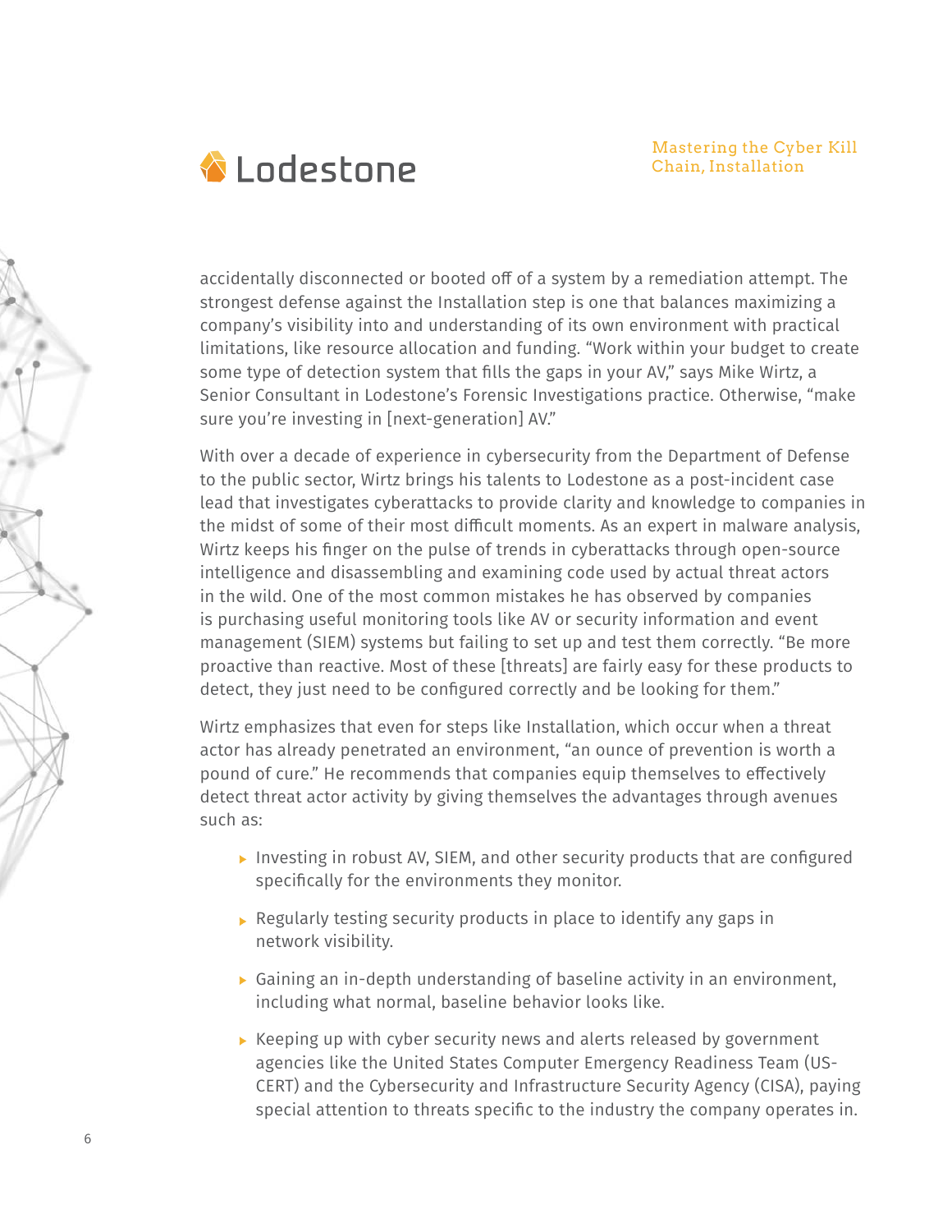accidentally disconnected or booted off of a system by a remediation attempt. The strongest defense against the Installation step is one that balances maximizing a company's visibility into and understanding of its own environment with practical limitations, like resource allocation and funding. "Work within your budget to create some type of detection system that fills the gaps in your AV," says Mike Wirtz, a Senior Consultant in Lodestone's Forensic Investigations practice. Otherwise, "make sure you're investing in [next-generation] AV."

With over a decade of experience in cybersecurity from the Department of Defense to the public sector, Wirtz brings his talents to Lodestone as a post-incident case lead that investigates cyberattacks to provide clarity and knowledge to companies in the midst of some of their most difficult moments. As an expert in malware analysis, Wirtz keeps his finger on the pulse of trends in cyberattacks through open-source intelligence and disassembling and examining code used by actual threat actors in the wild. One of the most common mistakes he has observed by companies is purchasing useful monitoring tools like AV or security information and event management (SIEM) systems but failing to set up and test them correctly. "Be more proactive than reactive. Most of these [threats] are fairly easy for these products to detect, they just need to be configured correctly and be looking for them."

Wirtz emphasizes that even for steps like Installation, which occur when a threat actor has already penetrated an environment, "an ounce of prevention is worth a pound of cure." He recommends that companies equip themselves to effectively detect threat actor activity by giving themselves the advantages through avenues such as:

- Investing in robust AV, SIEM, and other security products that are configured specifically for the environments they monitor.
- Regularly testing security products in place to identify any gaps in network visibility.
- Gaining an in-depth understanding of baseline activity in an environment, including what normal, baseline behavior looks like.
- Keeping up with cyber security news and alerts released by government agencies like the United States Computer Emergency Readiness Team (US-CERT) and the Cybersecurity and Infrastructure Security Agency (CISA), paying special attention to threats specific to the industry the company operates in.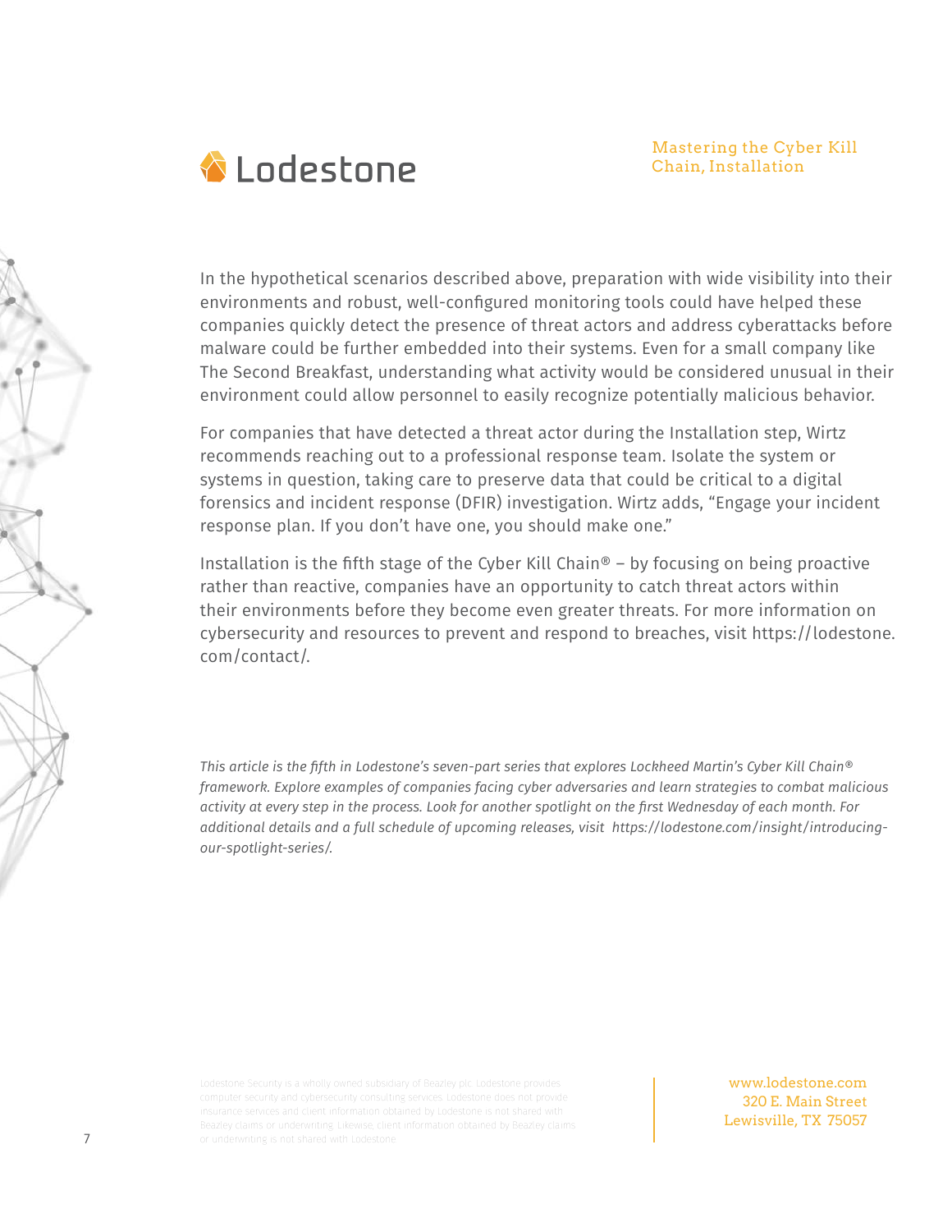In the hypothetical scenarios described above, preparation with wide visibility into their environments and robust, well-configured monitoring tools could have helped these companies quickly detect the presence of threat actors and address cyberattacks before malware could be further embedded into their systems. Even for a small company like The Second Breakfast, understanding what activity would be considered unusual in their environment could allow personnel to easily recognize potentially malicious behavior.

For companies that have detected a threat actor during the Installation step, Wirtz recommends reaching out to a professional response team. Isolate the system or systems in question, taking care to preserve data that could be critical to a digital forensics and incident response (DFIR) investigation. Wirtz adds, "Engage your incident response plan. If you don't have one, you should make one."

Installation is the fifth stage of the Cyber Kill Chain® – by focusing on being proactive rather than reactive, companies have an opportunity to catch threat actors within their environments before they become even greater threats. For more information on cybersecurity and resources to prevent and respond to breaches, visit https://lodestone.com/contact/.

*This article is the fifth in Lodestone's seven-part series that explores Lockheed Martin's Cyber Kill Chain® framework. Explore examples of companies facing cyber adversaries and learn strategies to combat malicious activity at every step in the process. Look for another spotlight on the first Wednesday of each month. For additional details and a full schedule of upcoming releases, visit https://lodestone.com/insight/introducing-our-spotlight-series/.*

Lodestone Security is a wholly owned subsidiary of Beazley plc. Lodestone provides computer security and cybersecurity consulting services. Lodestone does not provide insurance services and client information obtained by Lodestone is not shared with Beazley claims or underwriting. Likewise, client information obtained by Beazley claims or underwriting is not shared with Lodestone.

www.lodestone.com
320 E. Main Street
Lewisville, TX 75057